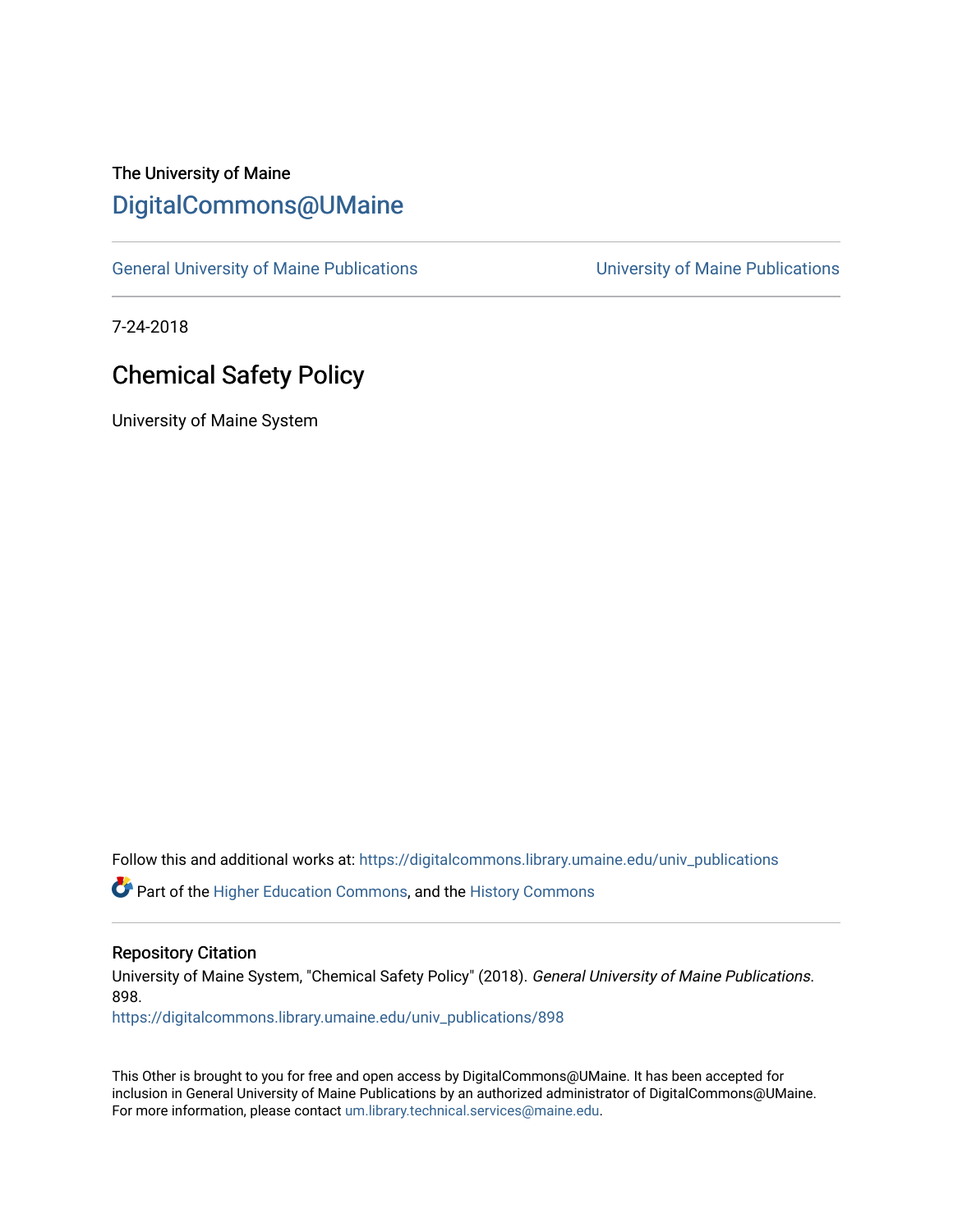The University of Maine

# DigitalCommons@UMaine

General University of Maine Publications | University of Maine Publications

7-24-2018

## Chemical Safety Policy

University of Maine System

Follow this and additional works at: https://digitalcommons.library.umaine.edu/univ_publications

Part of the Higher Education Commons, and the History Commons

### Repository Citation

University of Maine System, "Chemical Safety Policy" (2018). *General University of Maine Publications*. 898.
https://digitalcommons.library.umaine.edu/univ_publications/898

This Other is brought to you for free and open access by DigitalCommons@UMaine. It has been accepted for inclusion in General University of Maine Publications by an authorized administrator of DigitalCommons@UMaine. For more information, please contact um.library.technical.services@maine.edu.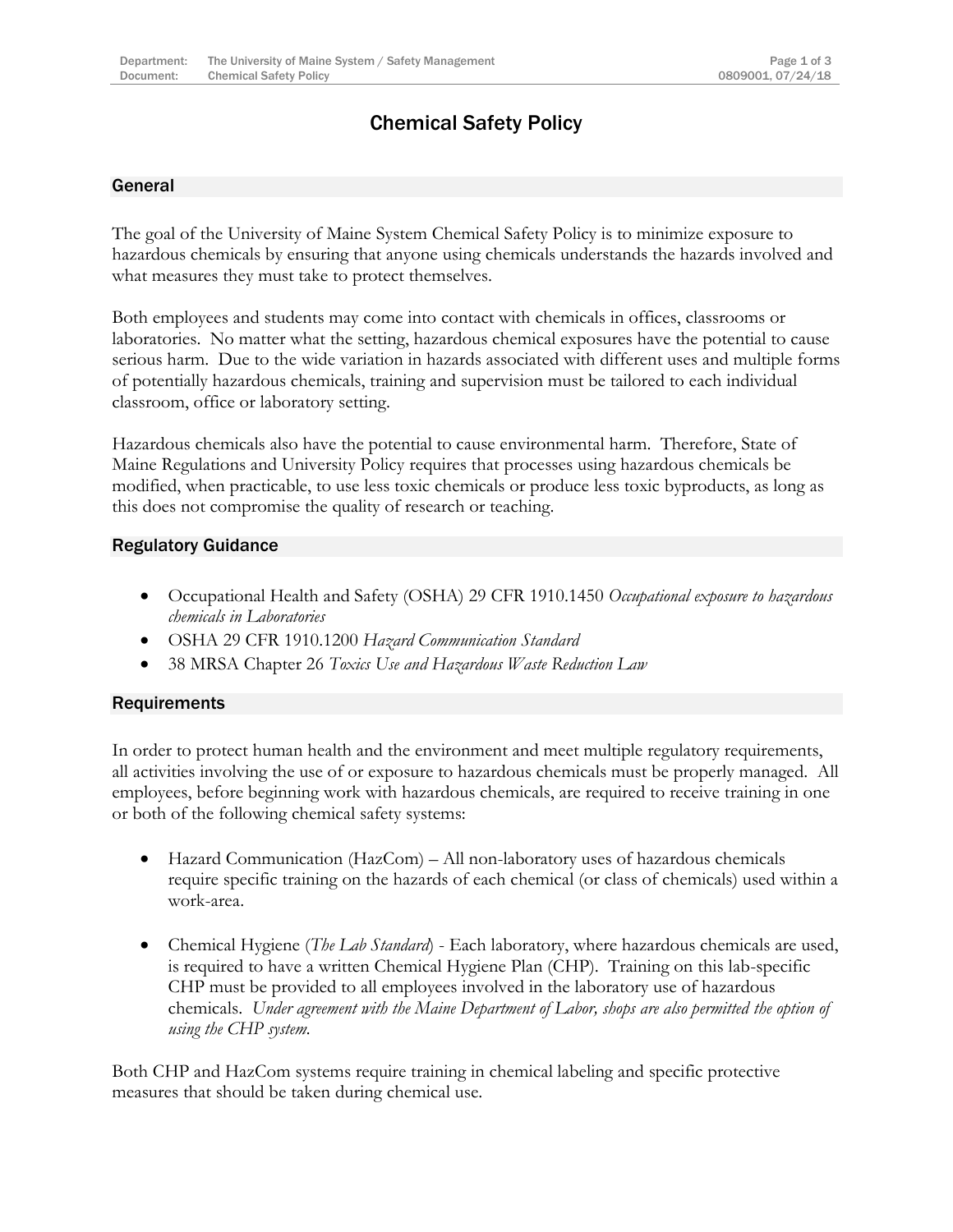# Chemical Safety Policy

## General

The goal of the University of Maine System Chemical Safety Policy is to minimize exposure to hazardous chemicals by ensuring that anyone using chemicals understands the hazards involved and what measures they must take to protect themselves.

Both employees and students may come into contact with chemicals in offices, classrooms or laboratories. No matter what the setting, hazardous chemical exposures have the potential to cause serious harm. Due to the wide variation in hazards associated with different uses and multiple forms of potentially hazardous chemicals, training and supervision must be tailored to each individual classroom, office or laboratory setting.

Hazardous chemicals also have the potential to cause environmental harm. Therefore, State of Maine Regulations and University Policy requires that processes using hazardous chemicals be modified, when practicable, to use less toxic chemicals or produce less toxic byproducts, as long as this does not compromise the quality of research or teaching.

## Regulatory Guidance

- Occupational Health and Safety (OSHA) 29 CFR 1910.1450 *Occupational exposure to hazardous chemicals in Laboratories*
- OSHA 29 CFR 1910.1200 *Hazard Communication Standard*
- 38 MRSA Chapter 26 *Toxics Use and Hazardous Waste Reduction Law*

## Requirements

In order to protect human health and the environment and meet multiple regulatory requirements, all activities involving the use of or exposure to hazardous chemicals must be properly managed. All employees, before beginning work with hazardous chemicals, are required to receive training in one or both of the following chemical safety systems:

- Hazard Communication (HazCom) – All non-laboratory uses of hazardous chemicals require specific training on the hazards of each chemical (or class of chemicals) used within a work-area.

- Chemical Hygiene (*The Lab Standard*) - Each laboratory, where hazardous chemicals are used, is required to have a written Chemical Hygiene Plan (CHP). Training on this lab-specific CHP must be provided to all employees involved in the laboratory use of hazardous chemicals. *Under agreement with the Maine Department of Labor, shops are also permitted the option of using the CHP system.*

Both CHP and HazCom systems require training in chemical labeling and specific protective measures that should be taken during chemical use.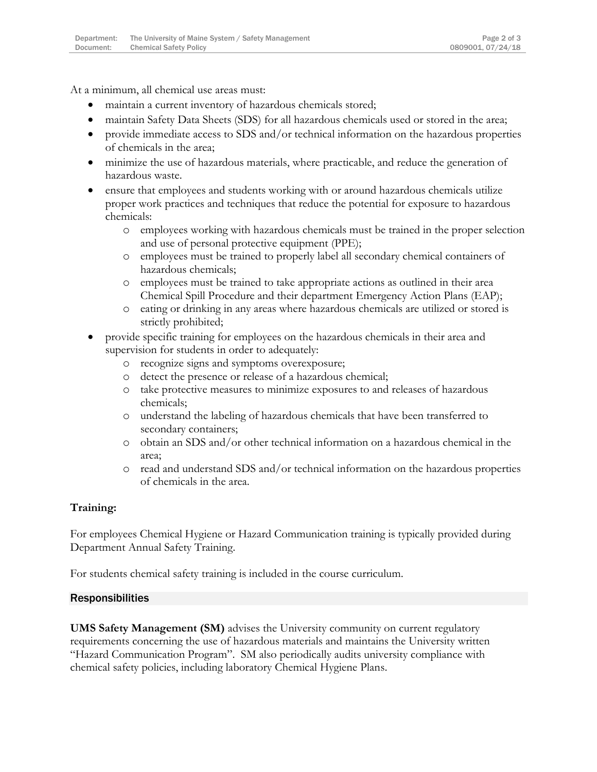At a minimum, all chemical use areas must:

- maintain a current inventory of hazardous chemicals stored;
- maintain Safety Data Sheets (SDS) for all hazardous chemicals used or stored in the area;
- provide immediate access to SDS and/or technical information on the hazardous properties of chemicals in the area;
- minimize the use of hazardous materials, where practicable, and reduce the generation of hazardous waste.
- ensure that employees and students working with or around hazardous chemicals utilize proper work practices and techniques that reduce the potential for exposure to hazardous chemicals:
  - employees working with hazardous chemicals must be trained in the proper selection and use of personal protective equipment (PPE);
  - employees must be trained to properly label all secondary chemical containers of hazardous chemicals;
  - employees must be trained to take appropriate actions as outlined in their area Chemical Spill Procedure and their department Emergency Action Plans (EAP);
  - eating or drinking in any areas where hazardous chemicals are utilized or stored is strictly prohibited;
- provide specific training for employees on the hazardous chemicals in their area and supervision for students in order to adequately:
  - recognize signs and symptoms overexposure;
  - detect the presence or release of a hazardous chemical;
  - take protective measures to minimize exposures to and releases of hazardous chemicals;
  - understand the labeling of hazardous chemicals that have been transferred to secondary containers;
  - obtain an SDS and/or other technical information on a hazardous chemical in the area;
  - read and understand SDS and/or technical information on the hazardous properties of chemicals in the area.

**Training:**

For employees Chemical Hygiene or Hazard Communication training is typically provided during Department Annual Safety Training.

For students chemical safety training is included in the course curriculum.

## Responsibilities

**UMS Safety Management (SM)** advises the University community on current regulatory requirements concerning the use of hazardous materials and maintains the University written "Hazard Communication Program". SM also periodically audits university compliance with chemical safety policies, including laboratory Chemical Hygiene Plans.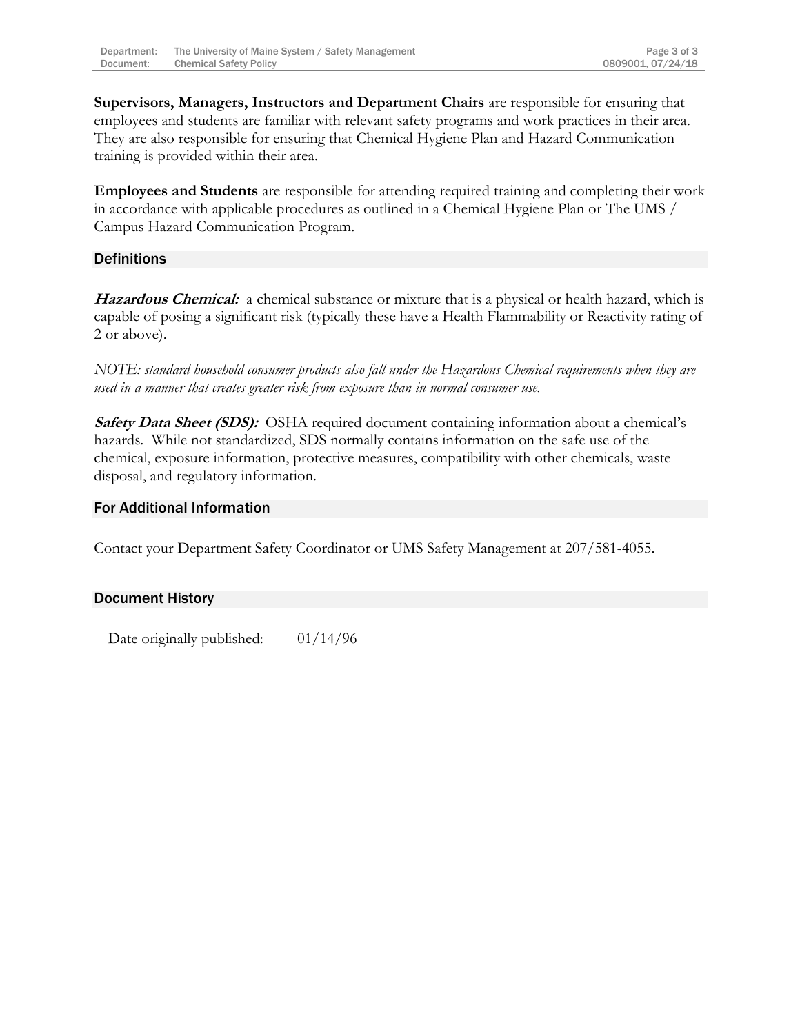**Supervisors, Managers, Instructors and Department Chairs** are responsible for ensuring that employees and students are familiar with relevant safety programs and work practices in their area. They are also responsible for ensuring that Chemical Hygiene Plan and Hazard Communication training is provided within their area.

**Employees and Students** are responsible for attending required training and completing their work in accordance with applicable procedures as outlined in a Chemical Hygiene Plan or The UMS / Campus Hazard Communication Program.

## Definitions

***Hazardous Chemical:*** a chemical substance or mixture that is a physical or health hazard, which is capable of posing a significant risk (typically these have a Health Flammability or Reactivity rating of 2 or above).

*NOTE: standard household consumer products also fall under the Hazardous Chemical requirements when they are used in a manner that creates greater risk from exposure than in normal consumer use.*

***Safety Data Sheet (SDS):*** OSHA required document containing information about a chemical's hazards. While not standardized, SDS normally contains information on the safe use of the chemical, exposure information, protective measures, compatibility with other chemicals, waste disposal, and regulatory information.

## For Additional Information

Contact your Department Safety Coordinator or UMS Safety Management at 207/581-4055.

## Document History

Date originally published: 01/14/96